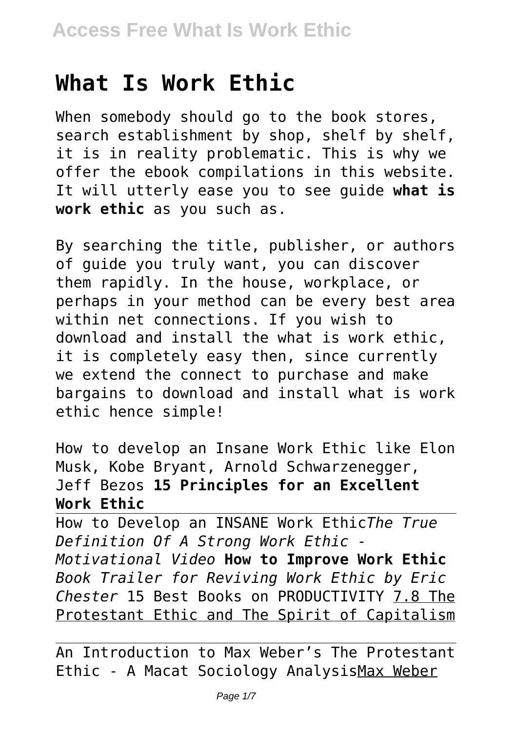# What Is Work Ethic

When somebody should go to the book stores, search establishment by shop, shelf by shelf, it is in reality problematic. This is why we offer the ebook compilations in this website. It will utterly ease you to see guide **what is work ethic** as you such as.

By searching the title, publisher, or authors of guide you truly want, you can discover them rapidly. In the house, workplace, or perhaps in your method can be every best area within net connections. If you wish to download and install the what is work ethic, it is completely easy then, since currently we extend the connect to purchase and make bargains to download and install what is work ethic hence simple!

How to develop an Insane Work Ethic like Elon Musk, Kobe Bryant, Arnold Schwarzenegger, Jeff Bezos **15 Principles for an Excellent Work Ethic**

How to Develop an INSANE Work Ethic *The True Definition Of A Strong Work Ethic - Motivational Video* **How to Improve Work Ethic** *Book Trailer for Reviving Work Ethic by Eric Chester* 15 Best Books on PRODUCTIVITY 7.8 The Protestant Ethic and The Spirit of Capitalism

An Introduction to Max Weber's The Protestant Ethic - A Macat Sociology Analysis Max Weber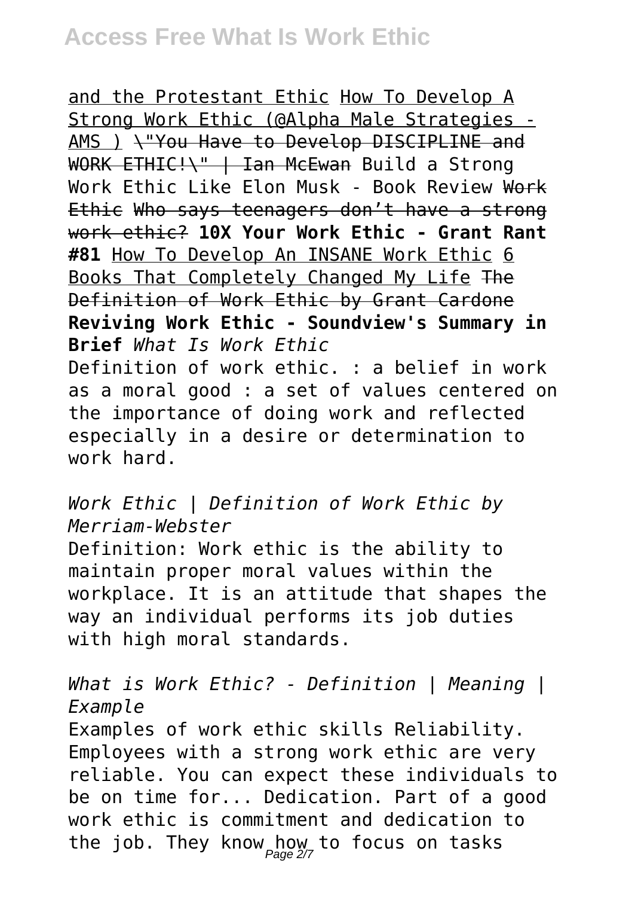and the Protestant Ethic How To Develop A Strong Work Ethic (@Alpha Male Strategies - AMS ) ~~\"You Have to Develop DISCIPLINE and WORK ETHIC!\" | Ian McEwan~~ Build a Strong Work Ethic Like Elon Musk - Book Review ~~Work Ethic Who says teenagers don't have a strong work ethic?~~ **10X Your Work Ethic - Grant Rant #81** How To Develop An INSANE Work Ethic 6 Books That Completely Changed My Life ~~The Definition of Work Ethic by Grant Cardone~~ **Reviving Work Ethic - Soundview's Summary in Brief** *What Is Work Ethic*

Definition of work ethic. : a belief in work as a moral good : a set of values centered on the importance of doing work and reflected especially in a desire or determination to work hard.

*Work Ethic | Definition of Work Ethic by Merriam-Webster*

Definition: Work ethic is the ability to maintain proper moral values within the workplace. It is an attitude that shapes the way an individual performs its job duties with high moral standards.

*What is Work Ethic? - Definition | Meaning | Example*

Examples of work ethic skills Reliability. Employees with a strong work ethic are very reliable. You can expect these individuals to be on time for... Dedication. Part of a good work ethic is commitment and dedication to the job. They know how to focus on tasks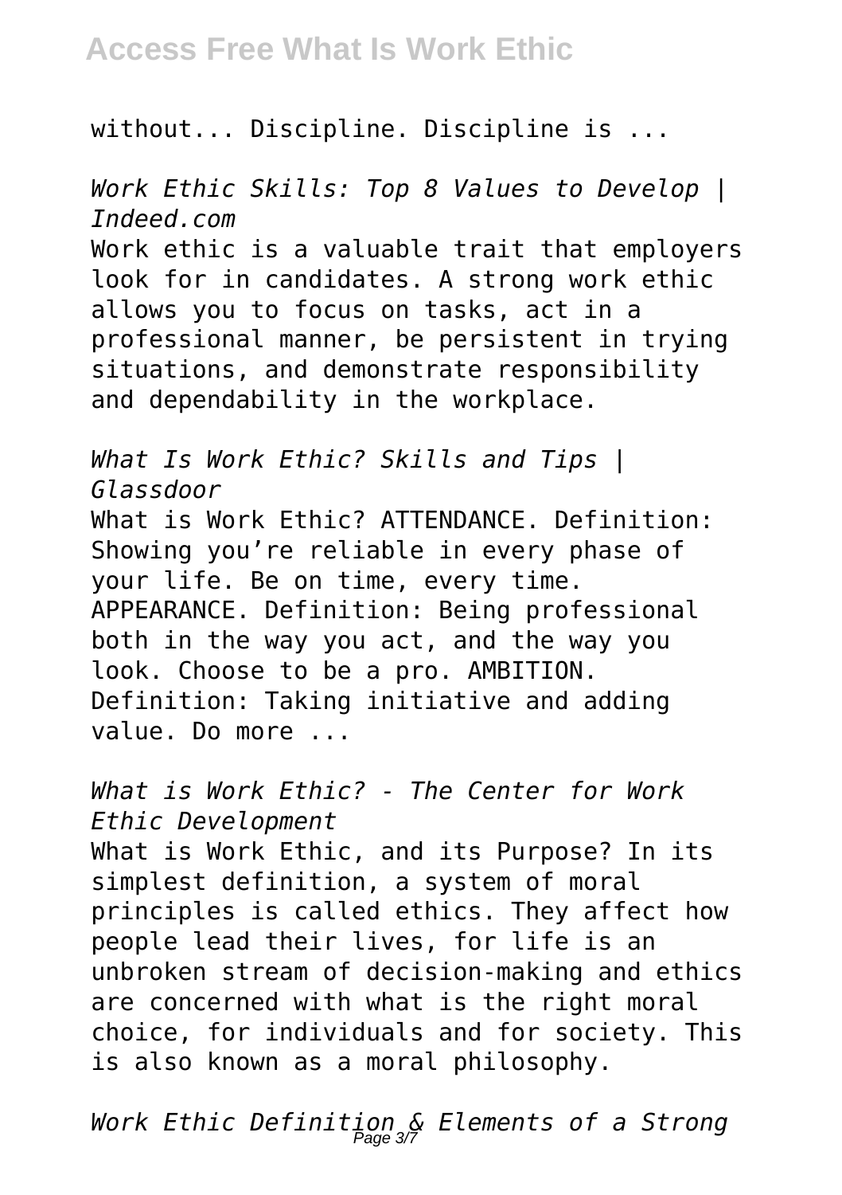without... Discipline. Discipline is ...

*Work Ethic Skills: Top 8 Values to Develop | Indeed.com*

Work ethic is a valuable trait that employers look for in candidates. A strong work ethic allows you to focus on tasks, act in a professional manner, be persistent in trying situations, and demonstrate responsibility and dependability in the workplace.

*What Is Work Ethic? Skills and Tips | Glassdoor*

What is Work Ethic? ATTENDANCE. Definition: Showing you're reliable in every phase of your life. Be on time, every time. APPEARANCE. Definition: Being professional both in the way you act, and the way you look. Choose to be a pro. AMBITION. Definition: Taking initiative and adding value. Do more ...

*What is Work Ethic? - The Center for Work Ethic Development*

What is Work Ethic, and its Purpose? In its simplest definition, a system of moral principles is called ethics. They affect how people lead their lives, for life is an unbroken stream of decision-making and ethics are concerned with what is the right moral choice, for individuals and for society. This is also known as a moral philosophy.

*Work Ethic Definition & Elements of a Strong*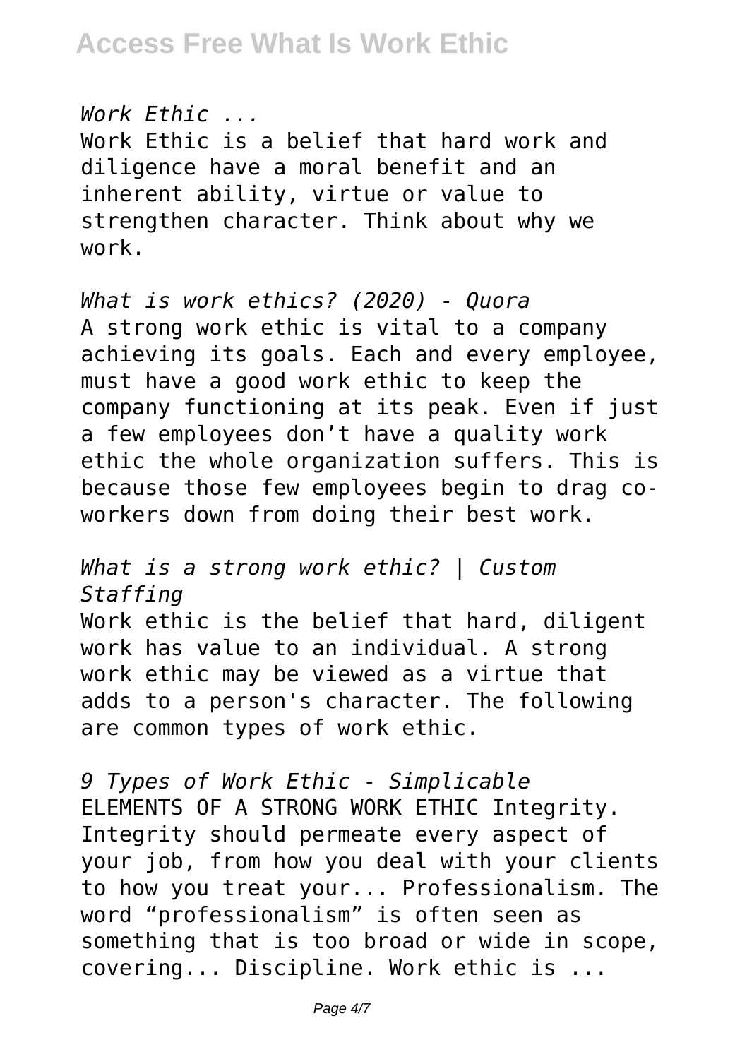*Work Ethic ...*

Work Ethic is a belief that hard work and diligence have a moral benefit and an inherent ability, virtue or value to strengthen character. Think about why we work.

*What is work ethics? (2020) - Quora*

A strong work ethic is vital to a company achieving its goals. Each and every employee, must have a good work ethic to keep the company functioning at its peak. Even if just a few employees don't have a quality work ethic the whole organization suffers. This is because those few employees begin to drag co-workers down from doing their best work.

*What is a strong work ethic? | Custom Staffing*

Work ethic is the belief that hard, diligent work has value to an individual. A strong work ethic may be viewed as a virtue that adds to a person's character. The following are common types of work ethic.

*9 Types of Work Ethic - Simplicable*

ELEMENTS OF A STRONG WORK ETHIC Integrity. Integrity should permeate every aspect of your job, from how you deal with your clients to how you treat your... Professionalism. The word "professionalism" is often seen as something that is too broad or wide in scope, covering... Discipline. Work ethic is ...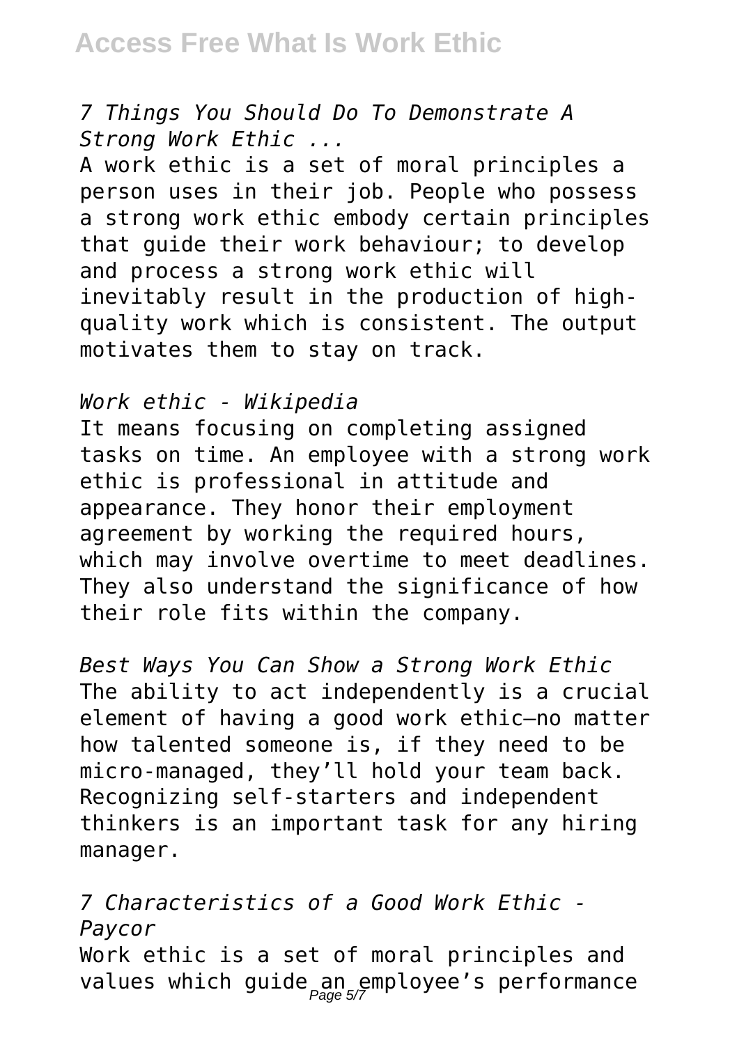*7 Things You Should Do To Demonstrate A Strong Work Ethic ...*

A work ethic is a set of moral principles a person uses in their job. People who possess a strong work ethic embody certain principles that guide their work behaviour; to develop and process a strong work ethic will inevitably result in the production of high-quality work which is consistent. The output motivates them to stay on track.

*Work ethic - Wikipedia*

It means focusing on completing assigned tasks on time. An employee with a strong work ethic is professional in attitude and appearance. They honor their employment agreement by working the required hours, which may involve overtime to meet deadlines. They also understand the significance of how their role fits within the company.

*Best Ways You Can Show a Strong Work Ethic*

The ability to act independently is a crucial element of having a good work ethic—no matter how talented someone is, if they need to be micro-managed, they'll hold your team back. Recognizing self-starters and independent thinkers is an important task for any hiring manager.

*7 Characteristics of a Good Work Ethic - Paycor*

Work ethic is a set of moral principles and values which guide an employee's performance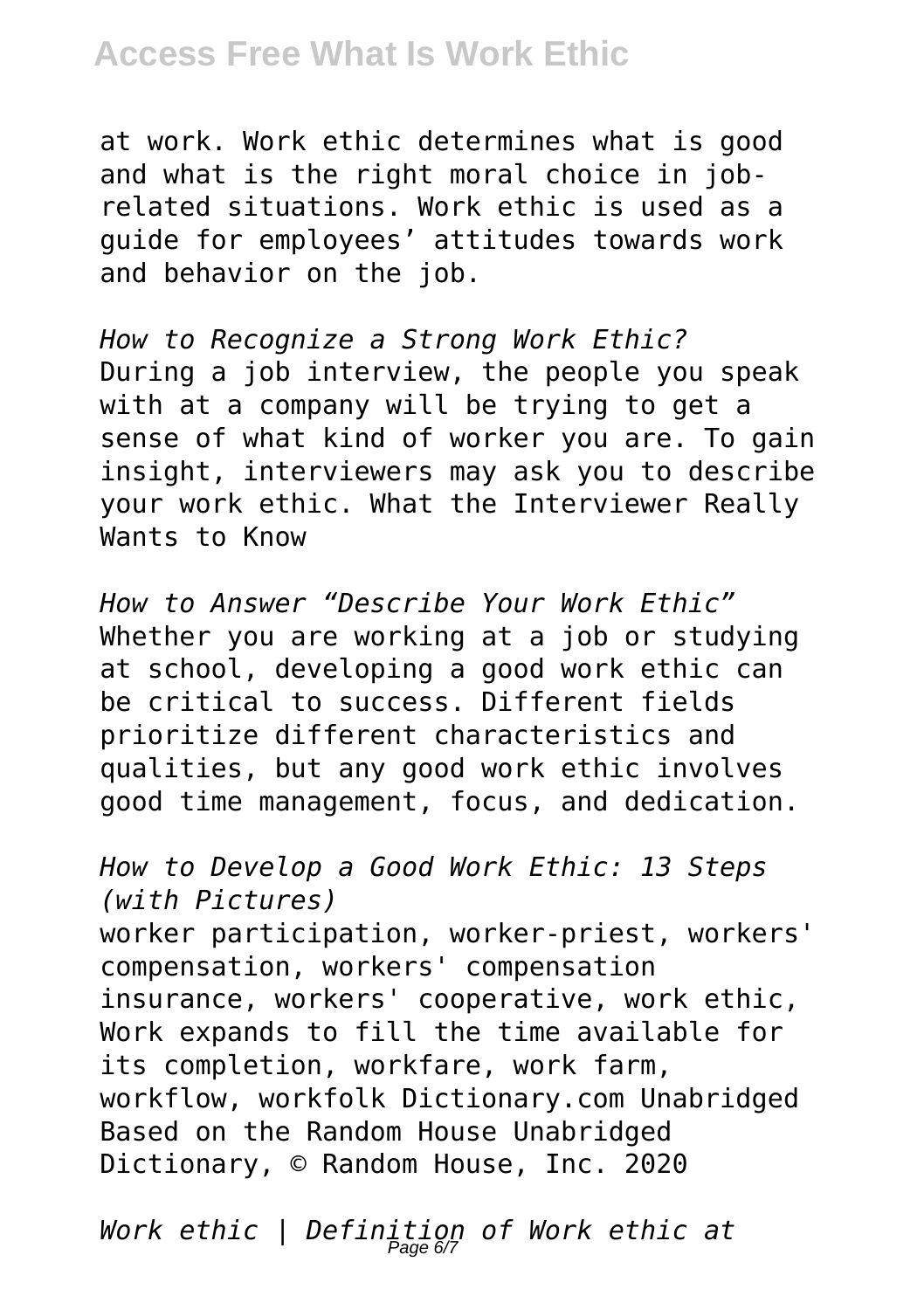at work. Work ethic determines what is good and what is the right moral choice in job-related situations. Work ethic is used as a guide for employees' attitudes towards work and behavior on the job.

*How to Recognize a Strong Work Ethic?*
During a job interview, the people you speak with at a company will be trying to get a sense of what kind of worker you are. To gain insight, interviewers may ask you to describe your work ethic. What the Interviewer Really Wants to Know

*How to Answer "Describe Your Work Ethic"*
Whether you are working at a job or studying at school, developing a good work ethic can be critical to success. Different fields prioritize different characteristics and qualities, but any good work ethic involves good time management, focus, and dedication.

*How to Develop a Good Work Ethic: 13 Steps (with Pictures)*
worker participation, worker-priest, workers' compensation, workers' compensation insurance, workers' cooperative, work ethic, Work expands to fill the time available for its completion, workfare, work farm, workflow, workfolk Dictionary.com Unabridged Based on the Random House Unabridged Dictionary, © Random House, Inc. 2020

*Work ethic | Definition of Work ethic at*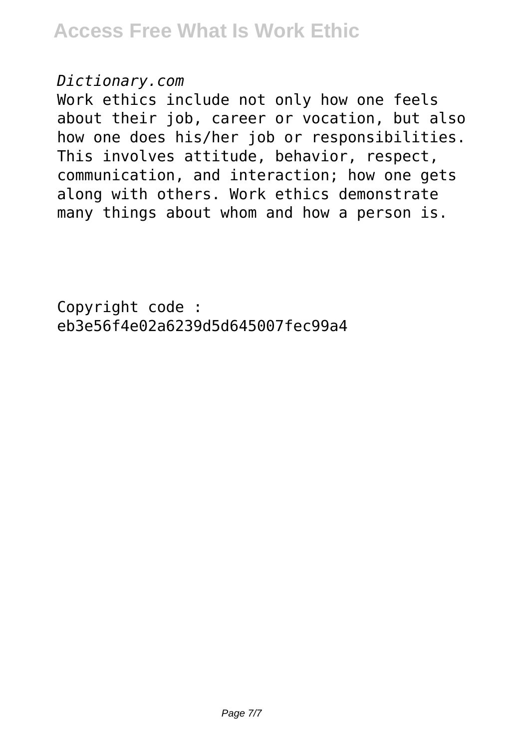*Dictionary.com*

Work ethics include not only how one feels about their job, career or vocation, but also how one does his/her job or responsibilities. This involves attitude, behavior, respect, communication, and interaction; how one gets along with others. Work ethics demonstrate many things about whom and how a person is.

Copyright code : eb3e56f4e02a6239d5d645007fec99a4